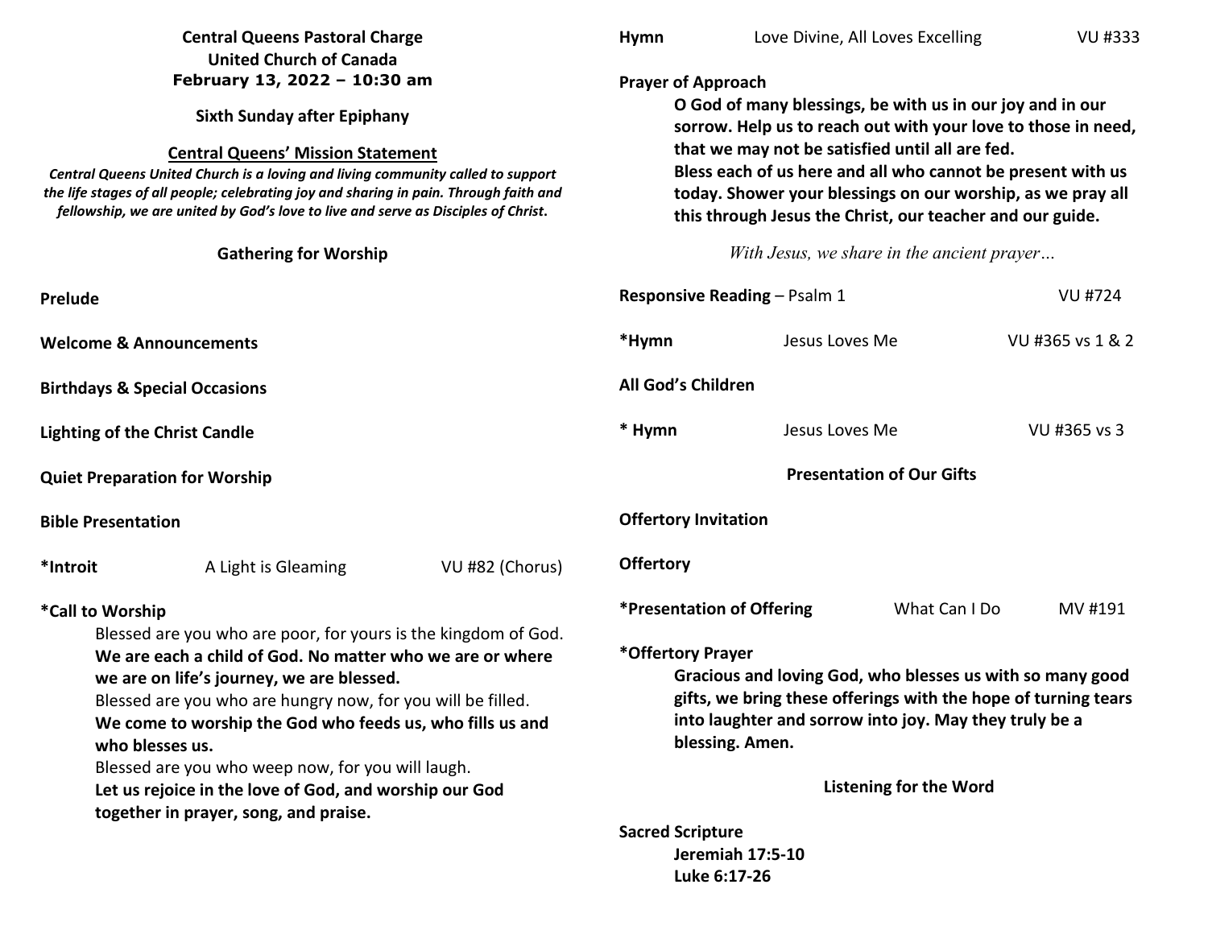**Central Queens Pastoral Charge**
**United Church of Canada**
**February 13, 2022 – 10:30 am**

**Sixth Sunday after Epiphany**

**Central Queens' Mission Statement**

***Central Queens United Church is a loving and living community called to support the life stages of all people; celebrating joy and sharing in pain. Through faith and fellowship, we are united by God's love to live and serve as Disciples of Christ.***

## Gathering for Worship

**Prelude**

**Welcome & Announcements**

**Birthdays & Special Occasions**

**Lighting of the Christ Candle**

**Quiet Preparation for Worship**

**Bible Presentation**

**\*Introit** A Light is Gleaming VU #82 (Chorus)

**\*Call to Worship**

Blessed are you who are poor, for yours is the kingdom of God.
**We are each a child of God. No matter who we are or where we are on life's journey, we are blessed.**
Blessed are you who are hungry now, for you will be filled.
**We come to worship the God who feeds us, who fills us and who blesses us.**
Blessed are you who weep now, for you will laugh.
**Let us rejoice in the love of God, and worship our God together in prayer, song, and praise.**

**Hymn** Love Divine, All Loves Excelling VU #333

**Prayer of Approach**

**O God of many blessings, be with us in our joy and in our sorrow. Help us to reach out with your love to those in need, that we may not be satisfied until all are fed.**
**Bless each of us here and all who cannot be present with us today. Shower your blessings on our worship, as we pray all this through Jesus the Christ, our teacher and our guide.**

*With Jesus, we share in the ancient prayer…*

**Responsive Reading** – Psalm 1 VU #724

**\*Hymn** Jesus Loves Me VU #365 vs 1 & 2

**All God's Children**

**\* Hymn** Jesus Loves Me VU #365 vs 3

## Presentation of Our Gifts

**Offertory Invitation**

**Offertory**

**\*Presentation of Offering** What Can I Do MV #191

**\*Offertory Prayer**

**Gracious and loving God, who blesses us with so many good gifts, we bring these offerings with the hope of turning tears into laughter and sorrow into joy. May they truly be a blessing. Amen.**

## Listening for the Word

**Sacred Scripture**

**Jeremiah 17:5-10**
**Luke 6:17-26**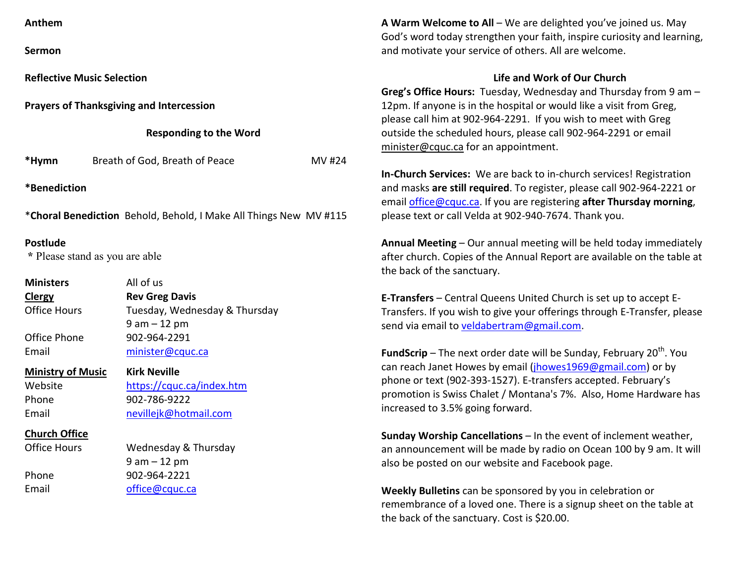**Anthem**

**Sermon**

**Reflective Music Selection**

**Prayers of Thanksgiving and Intercession**

**Responding to the Word**

**\*Hymn** Breath of God, Breath of Peace MV #24

**\*Benediction**

\***Choral Benediction** Behold, Behold, I Make All Things New MV #115

**Postlude**

\* Please stand as you are able

| | |
|---|---|
| **Ministers** | All of us |
| **Clergy** | **Rev Greg Davis** |
| Office Hours | Tuesday, Wednesday & Thursday 9 am – 12 pm |
| Office Phone | 902-964-2291 |
| Email | minister@cquc.ca |
| **Ministry of Music** | **Kirk Neville** |
| Website | https://cquc.ca/index.htm |
| Phone | 902-786-9222 |
| Email | nevillejk@hotmail.com |
| **Church Office** | |
| Office Hours | Wednesday & Thursday 9 am – 12 pm |
| Phone | 902-964-2221 |
| Email | office@cquc.ca |

**A Warm Welcome to All** – We are delighted you've joined us. May God's word today strengthen your faith, inspire curiosity and learning, and motivate your service of others. All are welcome.

## Life and Work of Our Church

**Greg's Office Hours:** Tuesday, Wednesday and Thursday from 9 am – 12pm. If anyone is in the hospital or would like a visit from Greg, please call him at 902-964-2291. If you wish to meet with Greg outside the scheduled hours, please call 902-964-2291 or email minister@cquc.ca for an appointment.

**In-Church Services:** We are back to in-church services! Registration and masks **are still required**. To register, please call 902-964-2221 or email office@cquc.ca. If you are registering **after Thursday morning**, please text or call Velda at 902-940-7674. Thank you.

**Annual Meeting** – Our annual meeting will be held today immediately after church. Copies of the Annual Report are available on the table at the back of the sanctuary.

**E-Transfers** – Central Queens United Church is set up to accept E-Transfers. If you wish to give your offerings through E-Transfer, please send via email to veldabertram@gmail.com.

**FundScrip** – The next order date will be Sunday, February 20th. You can reach Janet Howes by email (jhowes1969@gmail.com) or by phone or text (902-393-1527). E-transfers accepted. February's promotion is Swiss Chalet / Montana's 7%. Also, Home Hardware has increased to 3.5% going forward.

**Sunday Worship Cancellations** – In the event of inclement weather, an announcement will be made by radio on Ocean 100 by 9 am. It will also be posted on our website and Facebook page.

**Weekly Bulletins** can be sponsored by you in celebration or remembrance of a loved one. There is a signup sheet on the table at the back of the sanctuary. Cost is $20.00.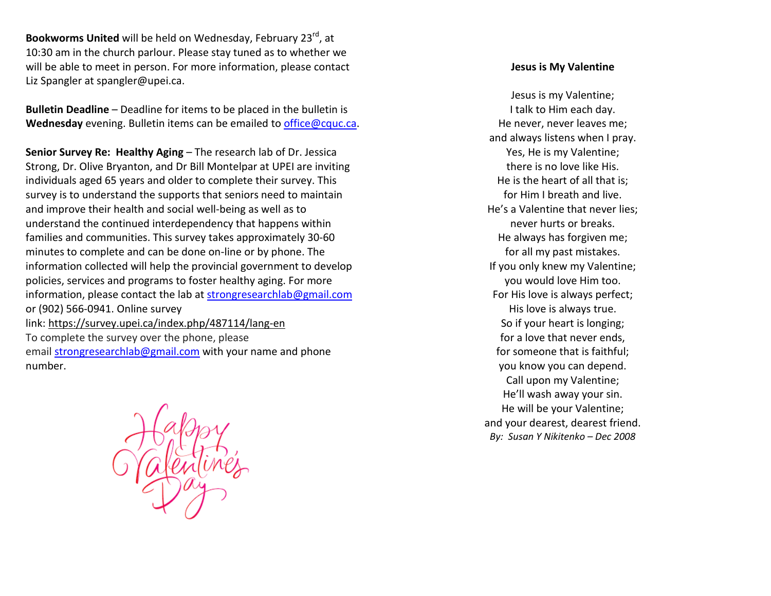**Bookworms United** will be held on Wednesday, February 23rd, at 10:30 am in the church parlour. Please stay tuned as to whether we will be able to meet in person. For more information, please contact Liz Spangler at spangler@upei.ca.

**Bulletin Deadline** – Deadline for items to be placed in the bulletin is **Wednesday** evening. Bulletin items can be emailed to office@cquc.ca.

**Senior Survey Re: Healthy Aging** – The research lab of Dr. Jessica Strong, Dr. Olive Bryanton, and Dr Bill Montelpar at UPEI are inviting individuals aged 65 years and older to complete their survey. This survey is to understand the supports that seniors need to maintain and improve their health and social well-being as well as to understand the continued interdependency that happens within families and communities. This survey takes approximately 30-60 minutes to complete and can be done on-line or by phone. The information collected will help the provincial government to develop policies, services and programs to foster healthy aging. For more information, please contact the lab at strongresearchlab@gmail.com or (902) 566-0941. Online survey link: https://survey.upei.ca/index.php/487114/lang-en
To complete the survey over the phone, please email strongresearchlab@gmail.com with your name and phone number.

**Jesus is My Valentine**

Jesus is my Valentine;
I talk to Him each day.
He never, never leaves me;
and always listens when I pray.
Yes, He is my Valentine;
there is no love like His.
He is the heart of all that is;
for Him I breath and live.
He's a Valentine that never lies;
never hurts or breaks.
He always has forgiven me;
for all my past mistakes.
If you only knew my Valentine;
you would love Him too.
For His love is always perfect;
His love is always true.
So if your heart is longing;
for a love that never ends,
for someone that is faithful;
you know you can depend.
Call upon my Valentine;
He'll wash away your sin.
He will be your Valentine;
and your dearest, dearest friend.
*By: Susan Y Nikitenko – Dec 2008*